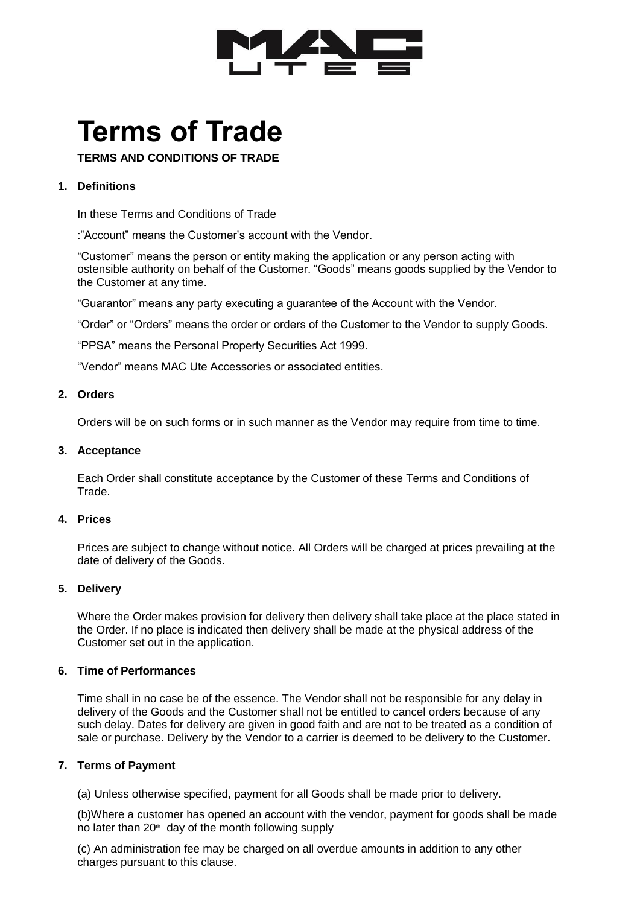# Terms of Trade

**TERMS AND CONDITIONS OF TRADE**

## 1. Definitions

In these Terms and Conditions of Trade

:"Account" means the Customer's account with the Vendor.

"Customer" means the person or entity making the application or any person acting with ostensible authority on behalf of the Customer. "Goods" means goods supplied by the Vendor to the Customer at any time.

"Guarantor" means any party executing a guarantee of the Account with the Vendor.

"Order" or "Orders" means the order or orders of the Customer to the Vendor to supply Goods.

"PPSA" means the Personal Property Securities Act 1999.

"Vendor" means MAC Ute Accessories or associated entities.

## 2. Orders

Orders will be on such forms or in such manner as the Vendor may require from time to time.

## 3. Acceptance

Each Order shall constitute acceptance by the Customer of these Terms and Conditions of Trade.

## 4. Prices

Prices are subject to change without notice. All Orders will be charged at prices prevailing at the date of delivery of the Goods.

## 5. Delivery

Where the Order makes provision for delivery then delivery shall take place at the place stated in the Order. If no place is indicated then delivery shall be made at the physical address of the Customer set out in the application.

## 6. Time of Performances

Time shall in no case be of the essence. The Vendor shall not be responsible for any delay in delivery of the Goods and the Customer shall not be entitled to cancel orders because of any such delay. Dates for delivery are given in good faith and are not to be treated as a condition of sale or purchase. Delivery by the Vendor to a carrier is deemed to be delivery to the Customer.

## 7. Terms of Payment

(a) Unless otherwise specified, payment for all Goods shall be made prior to delivery.

(b)Where a customer has opened an account with the vendor, payment for goods shall be made no later than 20th day of the month following supply

(c) An administration fee may be charged on all overdue amounts in addition to any other charges pursuant to this clause.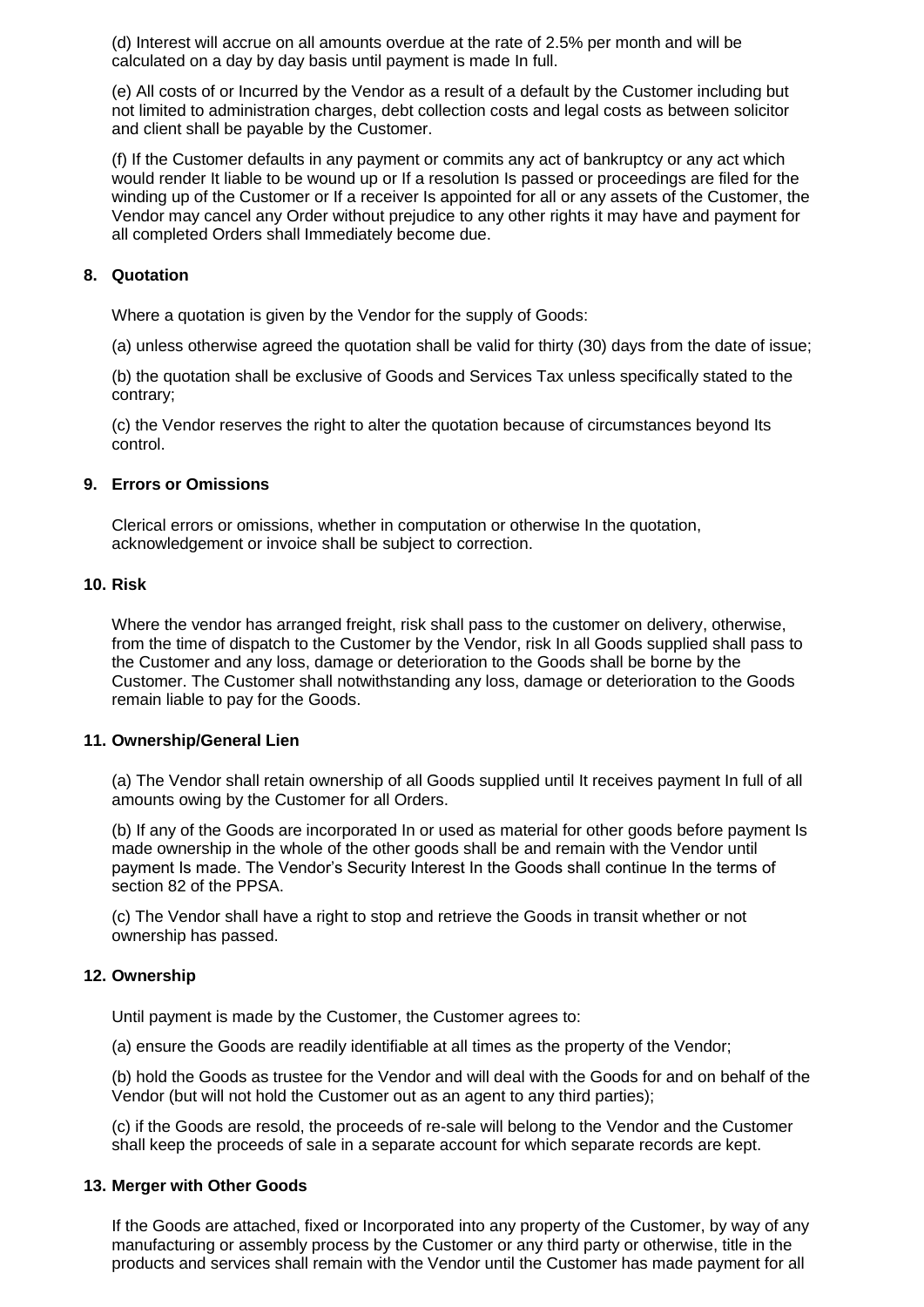(d) Interest will accrue on all amounts overdue at the rate of 2.5% per month and will be calculated on a day by day basis until payment is made In full.

(e) All costs of or Incurred by the Vendor as a result of a default by the Customer including but not limited to administration charges, debt collection costs and legal costs as between solicitor and client shall be payable by the Customer.

(f) If the Customer defaults in any payment or commits any act of bankruptcy or any act which would render It liable to be wound up or If a resolution Is passed or proceedings are filed for the winding up of the Customer or If a receiver Is appointed for all or any assets of the Customer, the Vendor may cancel any Order without prejudice to any other rights it may have and payment for all completed Orders shall Immediately become due.

## 8. Quotation

Where a quotation is given by the Vendor for the supply of Goods:

(a) unless otherwise agreed the quotation shall be valid for thirty (30) days from the date of issue;

(b) the quotation shall be exclusive of Goods and Services Tax unless specifically stated to the contrary;

(c) the Vendor reserves the right to alter the quotation because of circumstances beyond Its control.

## 9. Errors or Omissions

Clerical errors or omissions, whether in computation or otherwise In the quotation, acknowledgement or invoice shall be subject to correction.

## 10. Risk

Where the vendor has arranged freight, risk shall pass to the customer on delivery, otherwise, from the time of dispatch to the Customer by the Vendor, risk In all Goods supplied shall pass to the Customer and any loss, damage or deterioration to the Goods shall be borne by the Customer. The Customer shall notwithstanding any loss, damage or deterioration to the Goods remain liable to pay for the Goods.

## 11. Ownership/General Lien

(a) The Vendor shall retain ownership of all Goods supplied until It receives payment In full of all amounts owing by the Customer for all Orders.

(b) If any of the Goods are incorporated In or used as material for other goods before payment Is made ownership in the whole of the other goods shall be and remain with the Vendor until payment Is made. The Vendor's Security Interest In the Goods shall continue In the terms of section 82 of the PPSA.

(c) The Vendor shall have a right to stop and retrieve the Goods in transit whether or not ownership has passed.

## 12. Ownership

Until payment is made by the Customer, the Customer agrees to:

(a) ensure the Goods are readily identifiable at all times as the property of the Vendor;

(b) hold the Goods as trustee for the Vendor and will deal with the Goods for and on behalf of the Vendor (but will not hold the Customer out as an agent to any third parties);

(c) if the Goods are resold, the proceeds of re-sale will belong to the Vendor and the Customer shall keep the proceeds of sale in a separate account for which separate records are kept.

## 13. Merger with Other Goods

If the Goods are attached, fixed or Incorporated into any property of the Customer, by way of any manufacturing or assembly process by the Customer or any third party or otherwise, title in the products and services shall remain with the Vendor until the Customer has made payment for all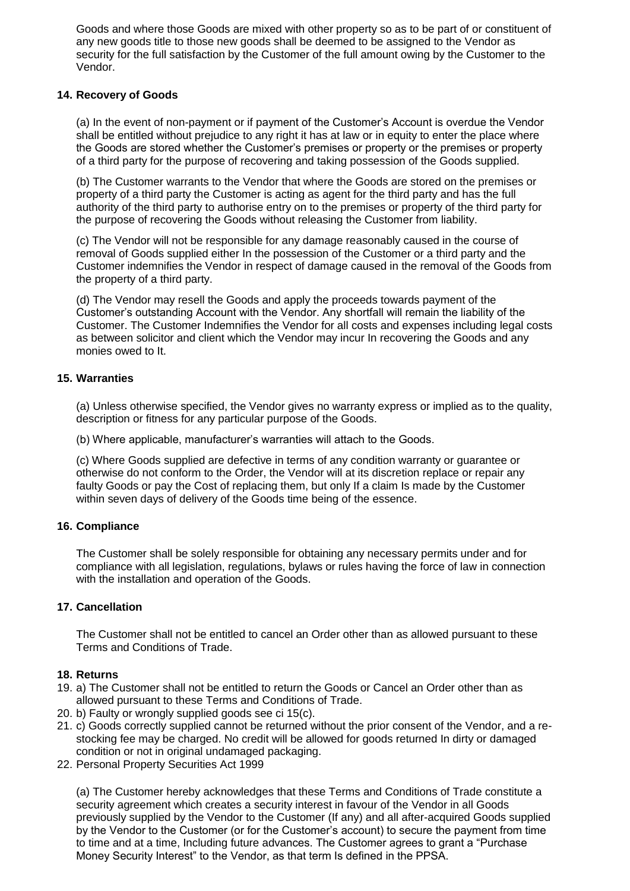Goods and where those Goods are mixed with other property so as to be part of or constituent of any new goods title to those new goods shall be deemed to be assigned to the Vendor as security for the full satisfaction by the Customer of the full amount owing by the Customer to the Vendor.

#### 14. Recovery of Goods

(a) In the event of non-payment or if payment of the Customer's Account is overdue the Vendor shall be entitled without prejudice to any right it has at law or in equity to enter the place where the Goods are stored whether the Customer's premises or property or the premises or property of a third party for the purpose of recovering and taking possession of the Goods supplied.

(b) The Customer warrants to the Vendor that where the Goods are stored on the premises or property of a third party the Customer is acting as agent for the third party and has the full authority of the third party to authorise entry on to the premises or property of the third party for the purpose of recovering the Goods without releasing the Customer from liability.

(c) The Vendor will not be responsible for any damage reasonably caused in the course of removal of Goods supplied either In the possession of the Customer or a third party and the Customer indemnifies the Vendor in respect of damage caused in the removal of the Goods from the property of a third party.

(d) The Vendor may resell the Goods and apply the proceeds towards payment of the Customer's outstanding Account with the Vendor. Any shortfall will remain the liability of the Customer. The Customer Indemnifies the Vendor for all costs and expenses including legal costs as between solicitor and client which the Vendor may incur In recovering the Goods and any monies owed to It.

#### 15. Warranties

(a) Unless otherwise specified, the Vendor gives no warranty express or implied as to the quality, description or fitness for any particular purpose of the Goods.

(b) Where applicable, manufacturer's warranties will attach to the Goods.

(c) Where Goods supplied are defective in terms of any condition warranty or guarantee or otherwise do not conform to the Order, the Vendor will at its discretion replace or repair any faulty Goods or pay the Cost of replacing them, but only If a claim Is made by the Customer within seven days of delivery of the Goods time being of the essence.

#### 16. Compliance

The Customer shall be solely responsible for obtaining any necessary permits under and for compliance with all legislation, regulations, bylaws or rules having the force of law in connection with the installation and operation of the Goods.

#### 17. Cancellation

The Customer shall not be entitled to cancel an Order other than as allowed pursuant to these Terms and Conditions of Trade.

#### 18. Returns

19. a) The Customer shall not be entitled to return the Goods or Cancel an Order other than as allowed pursuant to these Terms and Conditions of Trade.
20. b) Faulty or wrongly supplied goods see ci 15(c).
21. c) Goods correctly supplied cannot be returned without the prior consent of the Vendor, and a re-stocking fee may be charged. No credit will be allowed for goods returned In dirty or damaged condition or not in original undamaged packaging.
22. Personal Property Securities Act 1999

(a) The Customer hereby acknowledges that these Terms and Conditions of Trade constitute a security agreement which creates a security interest in favour of the Vendor in all Goods previously supplied by the Vendor to the Customer (If any) and all after-acquired Goods supplied by the Vendor to the Customer (or for the Customer's account) to secure the payment from time to time and at a time, Including future advances. The Customer agrees to grant a "Purchase Money Security Interest" to the Vendor, as that term Is defined in the PPSA.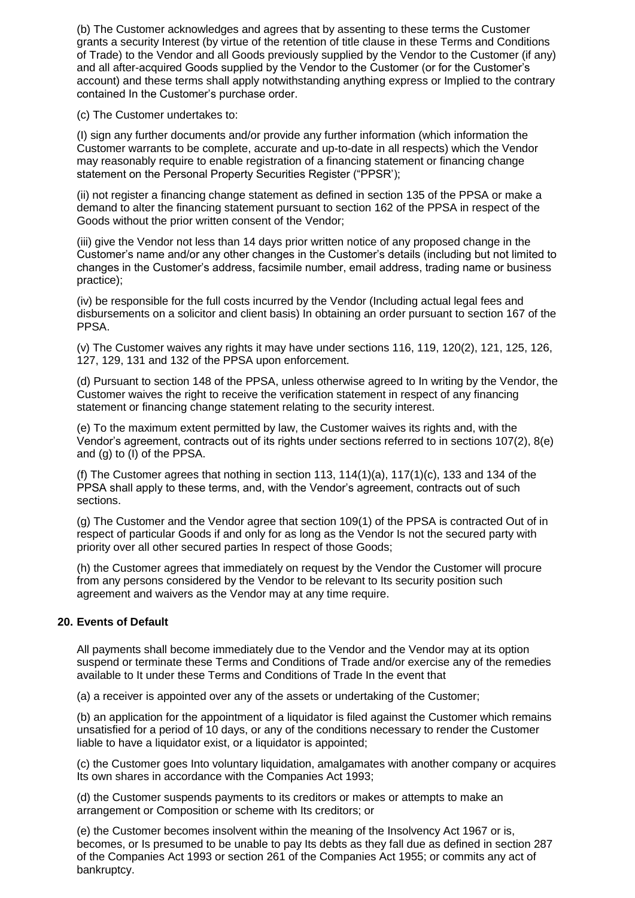(b) The Customer acknowledges and agrees that by assenting to these terms the Customer grants a security Interest (by virtue of the retention of title clause in these Terms and Conditions of Trade) to the Vendor and all Goods previously supplied by the Vendor to the Customer (if any) and all after-acquired Goods supplied by the Vendor to the Customer (or for the Customer's account) and these terms shall apply notwithstanding anything express or Implied to the contrary contained In the Customer's purchase order.

(c) The Customer undertakes to:

(I) sign any further documents and/or provide any further information (which information the Customer warrants to be complete, accurate and up-to-date in all respects) which the Vendor may reasonably require to enable registration of a financing statement or financing change statement on the Personal Property Securities Register ("PPSR');

(ii) not register a financing change statement as defined in section 135 of the PPSA or make a demand to alter the financing statement pursuant to section 162 of the PPSA in respect of the Goods without the prior written consent of the Vendor;

(iii) give the Vendor not less than 14 days prior written notice of any proposed change in the Customer's name and/or any other changes in the Customer's details (including but not limited to changes in the Customer's address, facsimile number, email address, trading name or business practice);

(iv) be responsible for the full costs incurred by the Vendor (Including actual legal fees and disbursements on a solicitor and client basis) In obtaining an order pursuant to section 167 of the PPSA.

(v) The Customer waives any rights it may have under sections 116, 119, 120(2), 121, 125, 126, 127, 129, 131 and 132 of the PPSA upon enforcement.

(d) Pursuant to section 148 of the PPSA, unless otherwise agreed to In writing by the Vendor, the Customer waives the right to receive the verification statement in respect of any financing statement or financing change statement relating to the security interest.

(e) To the maximum extent permitted by law, the Customer waives its rights and, with the Vendor's agreement, contracts out of its rights under sections referred to in sections 107(2), 8(e) and (g) to (I) of the PPSA.

(f) The Customer agrees that nothing in section 113, 114(1)(a), 117(1)(c), 133 and 134 of the PPSA shall apply to these terms, and, with the Vendor's agreement, contracts out of such sections.

(g) The Customer and the Vendor agree that section 109(1) of the PPSA is contracted Out of in respect of particular Goods if and only for as long as the Vendor Is not the secured party with priority over all other secured parties In respect of those Goods;

(h) the Customer agrees that immediately on request by the Vendor the Customer will procure from any persons considered by the Vendor to be relevant to Its security position such agreement and waivers as the Vendor may at any time require.

## 20. Events of Default

All payments shall become immediately due to the Vendor and the Vendor may at its option suspend or terminate these Terms and Conditions of Trade and/or exercise any of the remedies available to It under these Terms and Conditions of Trade In the event that

(a) a receiver is appointed over any of the assets or undertaking of the Customer;

(b) an application for the appointment of a liquidator is filed against the Customer which remains unsatisfied for a period of 10 days, or any of the conditions necessary to render the Customer liable to have a liquidator exist, or a liquidator is appointed;

(c) the Customer goes Into voluntary liquidation, amalgamates with another company or acquires Its own shares in accordance with the Companies Act 1993;

(d) the Customer suspends payments to its creditors or makes or attempts to make an arrangement or Composition or scheme with Its creditors; or

(e) the Customer becomes insolvent within the meaning of the Insolvency Act 1967 or is, becomes, or Is presumed to be unable to pay Its debts as they fall due as defined in section 287 of the Companies Act 1993 or section 261 of the Companies Act 1955; or commits any act of bankruptcy.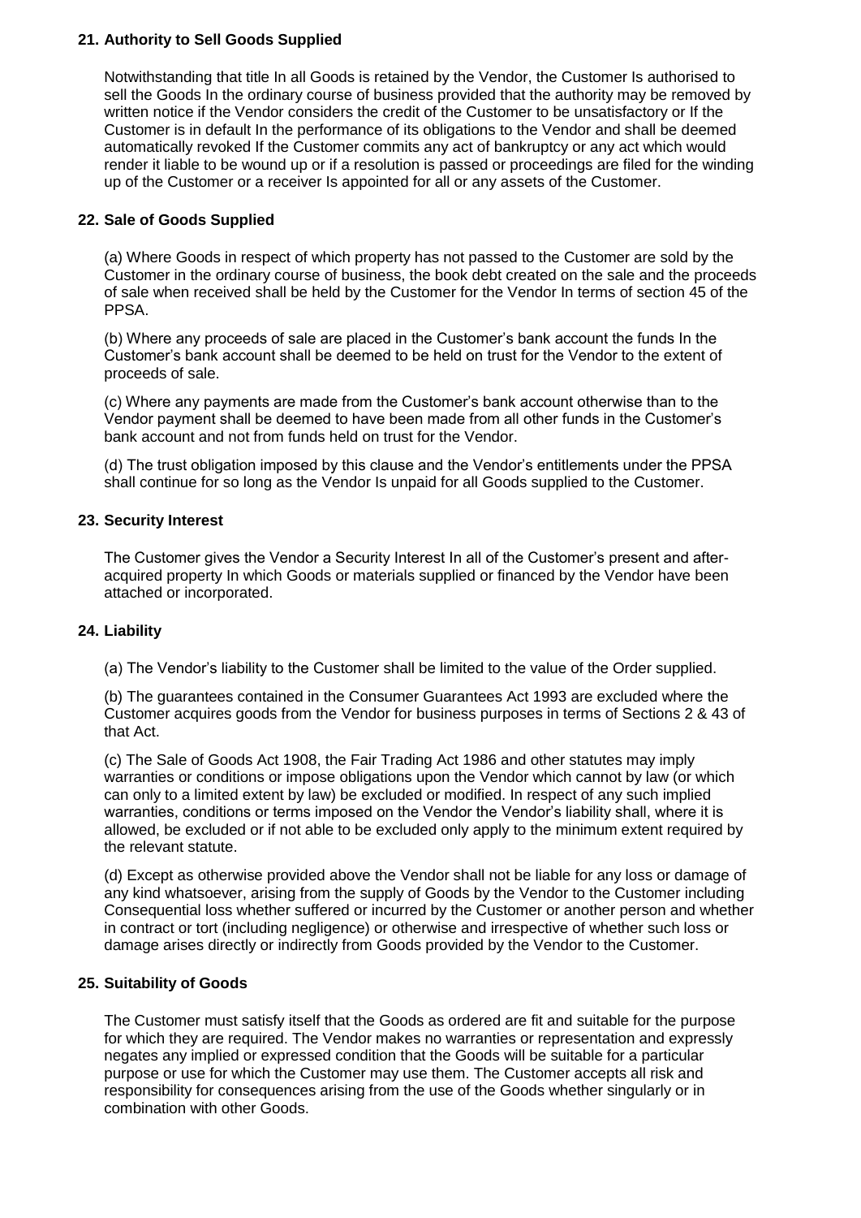## 21. Authority to Sell Goods Supplied

Notwithstanding that title In all Goods is retained by the Vendor, the Customer Is authorised to sell the Goods In the ordinary course of business provided that the authority may be removed by written notice if the Vendor considers the credit of the Customer to be unsatisfactory or If the Customer is in default In the performance of its obligations to the Vendor and shall be deemed automatically revoked If the Customer commits any act of bankruptcy or any act which would render it liable to be wound up or if a resolution is passed or proceedings are filed for the winding up of the Customer or a receiver Is appointed for all or any assets of the Customer.

## 22. Sale of Goods Supplied

(a) Where Goods in respect of which property has not passed to the Customer are sold by the Customer in the ordinary course of business, the book debt created on the sale and the proceeds of sale when received shall be held by the Customer for the Vendor In terms of section 45 of the PPSA.

(b) Where any proceeds of sale are placed in the Customer's bank account the funds In the Customer's bank account shall be deemed to be held on trust for the Vendor to the extent of proceeds of sale.

(c) Where any payments are made from the Customer's bank account otherwise than to the Vendor payment shall be deemed to have been made from all other funds in the Customer's bank account and not from funds held on trust for the Vendor.

(d) The trust obligation imposed by this clause and the Vendor's entitlements under the PPSA shall continue for so long as the Vendor Is unpaid for all Goods supplied to the Customer.

## 23. Security Interest

The Customer gives the Vendor a Security Interest In all of the Customer's present and after-acquired property In which Goods or materials supplied or financed by the Vendor have been attached or incorporated.

## 24. Liability

(a) The Vendor's liability to the Customer shall be limited to the value of the Order supplied.

(b) The guarantees contained in the Consumer Guarantees Act 1993 are excluded where the Customer acquires goods from the Vendor for business purposes in terms of Sections 2 & 43 of that Act.

(c) The Sale of Goods Act 1908, the Fair Trading Act 1986 and other statutes may imply warranties or conditions or impose obligations upon the Vendor which cannot by law (or which can only to a limited extent by law) be excluded or modified. In respect of any such implied warranties, conditions or terms imposed on the Vendor the Vendor's liability shall, where it is allowed, be excluded or if not able to be excluded only apply to the minimum extent required by the relevant statute.

(d) Except as otherwise provided above the Vendor shall not be liable for any loss or damage of any kind whatsoever, arising from the supply of Goods by the Vendor to the Customer including Consequential loss whether suffered or incurred by the Customer or another person and whether in contract or tort (including negligence) or otherwise and irrespective of whether such loss or damage arises directly or indirectly from Goods provided by the Vendor to the Customer.

## 25. Suitability of Goods

The Customer must satisfy itself that the Goods as ordered are fit and suitable for the purpose for which they are required. The Vendor makes no warranties or representation and expressly negates any implied or expressed condition that the Goods will be suitable for a particular purpose or use for which the Customer may use them. The Customer accepts all risk and responsibility for consequences arising from the use of the Goods whether singularly or in combination with other Goods.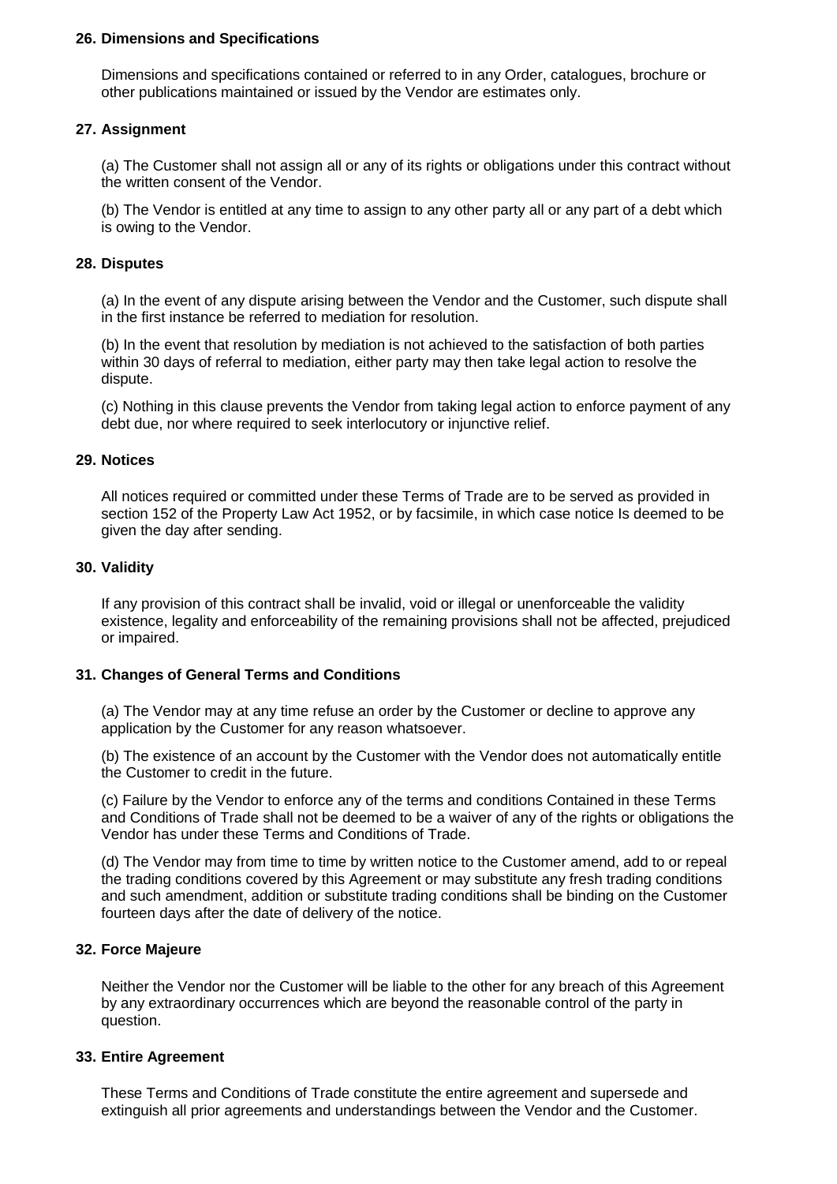**26. Dimensions and Specifications**

Dimensions and specifications contained or referred to in any Order, catalogues, brochure or other publications maintained or issued by the Vendor are estimates only.

**27. Assignment**

(a) The Customer shall not assign all or any of its rights or obligations under this contract without the written consent of the Vendor.

(b) The Vendor is entitled at any time to assign to any other party all or any part of a debt which is owing to the Vendor.

**28. Disputes**

(a) In the event of any dispute arising between the Vendor and the Customer, such dispute shall in the first instance be referred to mediation for resolution.

(b) In the event that resolution by mediation is not achieved to the satisfaction of both parties within 30 days of referral to mediation, either party may then take legal action to resolve the dispute.

(c) Nothing in this clause prevents the Vendor from taking legal action to enforce payment of any debt due, nor where required to seek interlocutory or injunctive relief.

**29. Notices**

All notices required or committed under these Terms of Trade are to be served as provided in section 152 of the Property Law Act 1952, or by facsimile, in which case notice Is deemed to be given the day after sending.

**30. Validity**

If any provision of this contract shall be invalid, void or illegal or unenforceable the validity existence, legality and enforceability of the remaining provisions shall not be affected, prejudiced or impaired.

**31. Changes of General Terms and Conditions**

(a) The Vendor may at any time refuse an order by the Customer or decline to approve any application by the Customer for any reason whatsoever.

(b) The existence of an account by the Customer with the Vendor does not automatically entitle the Customer to credit in the future.

(c) Failure by the Vendor to enforce any of the terms and conditions Contained in these Terms and Conditions of Trade shall not be deemed to be a waiver of any of the rights or obligations the Vendor has under these Terms and Conditions of Trade.

(d) The Vendor may from time to time by written notice to the Customer amend, add to or repeal the trading conditions covered by this Agreement or may substitute any fresh trading conditions and such amendment, addition or substitute trading conditions shall be binding on the Customer fourteen days after the date of delivery of the notice.

**32. Force Majeure**

Neither the Vendor nor the Customer will be liable to the other for any breach of this Agreement by any extraordinary occurrences which are beyond the reasonable control of the party in question.

**33. Entire Agreement**

These Terms and Conditions of Trade constitute the entire agreement and supersede and extinguish all prior agreements and understandings between the Vendor and the Customer.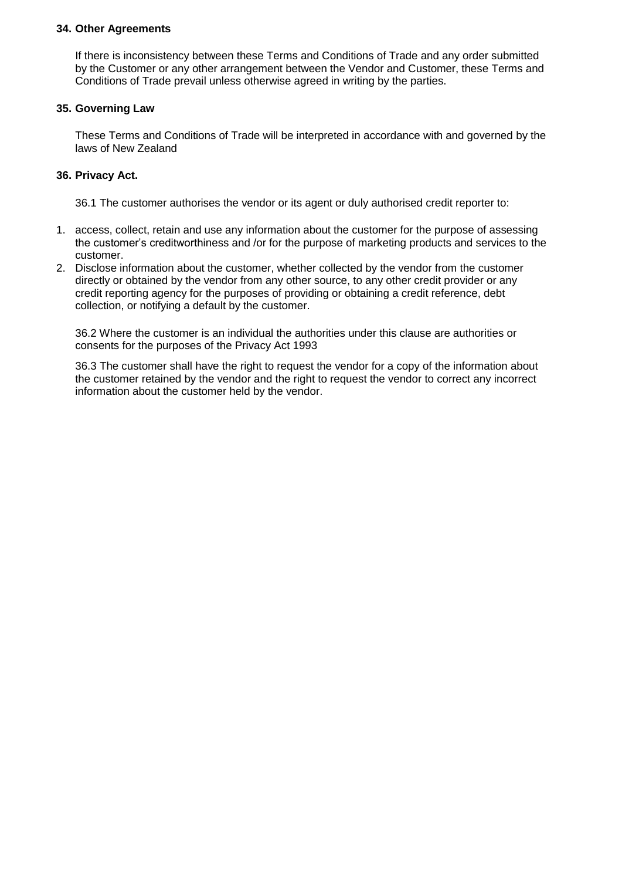**34. Other Agreements**

If there is inconsistency between these Terms and Conditions of Trade and any order submitted by the Customer or any other arrangement between the Vendor and Customer, these Terms and Conditions of Trade prevail unless otherwise agreed in writing by the parties.

**35. Governing Law**

These Terms and Conditions of Trade will be interpreted in accordance with and governed by the laws of New Zealand

**36. Privacy Act.**

36.1 The customer authorises the vendor or its agent or duly authorised credit reporter to:

1. access, collect, retain and use any information about the customer for the purpose of assessing the customer's creditworthiness and /or for the purpose of marketing products and services to the customer.
2. Disclose information about the customer, whether collected by the vendor from the customer directly or obtained by the vendor from any other source, to any other credit provider or any credit reporting agency for the purposes of providing or obtaining a credit reference, debt collection, or notifying a default by the customer.

36.2 Where the customer is an individual the authorities under this clause are authorities or consents for the purposes of the Privacy Act 1993

36.3 The customer shall have the right to request the vendor for a copy of the information about the customer retained by the vendor and the right to request the vendor to correct any incorrect information about the customer held by the vendor.